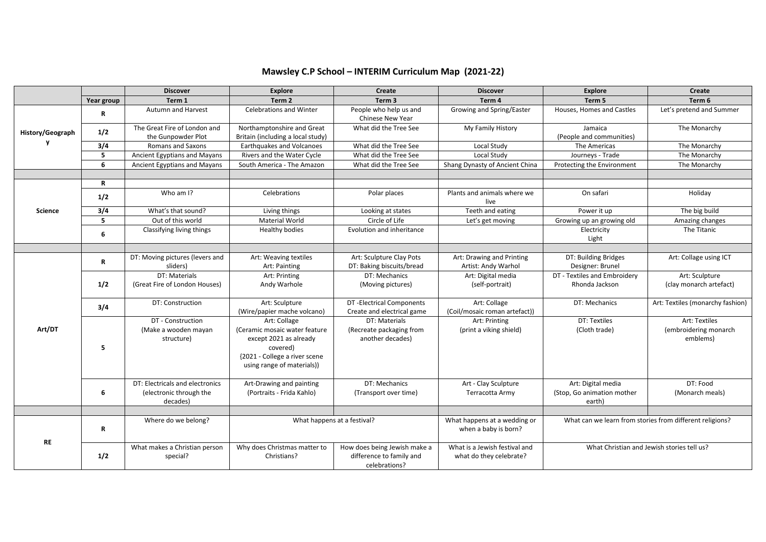# Mawsley C.P School – INTERIM Curriculum Map (2021-22)

| | | Discover | Explore | Create | Discover | Explore | Create |
|---|---|---|---|---|---|---|---|
| | Year group | Term 1 | Term 2 | Term 3 | Term 4 | Term 5 | Term 6 |
| History/Geography | R | Autumn and Harvest | Celebrations and Winter | People who help us and Chinese New Year | Growing and Spring/Easter | Houses, Homes and Castles | Let's pretend and Summer |
| | 1/2 | The Great Fire of London and the Gunpowder Plot | Northamptonshire and Great Britain (including a local study) | What did the Tree See | My Family History | Jamaica (People and communities) | The Monarchy |
| | 3/4 | Romans and Saxons | Earthquakes and Volcanoes | What did the Tree See | Local Study | The Americas | The Monarchy |
| | 5 | Ancient Egyptians and Mayans | Rivers and the Water Cycle | What did the Tree See | Local Study | Journeys - Trade | The Monarchy |
| | 6 | Ancient Egyptians and Mayans | South America - The Amazon | What did the Tree See | Shang Dynasty of Ancient China | Protecting the Environment | The Monarchy |
| | | | | | | | |
| Science | R | | | | | | |
| | 1/2 | Who am I? | Celebrations | Polar places | Plants and animals where we live | On safari | Holiday |
| | 3/4 | What's that sound? | Living things | Looking at states | Teeth and eating | Power it up | The big build |
| | 5 | Out of this world | Material World | Circle of Life | Let's get moving | Growing up an growing old | Amazing changes |
| | 6 | Classifying living things | Healthy bodies | Evolution and inheritance | | Electricity<br>Light | The Titanic |
| | | | | | | | |
| Art/DT | R | DT: Moving pictures (levers and sliders) | Art: Weaving textiles<br>Art: Painting | Art: Sculpture Clay Pots<br>DT: Baking biscuits/bread | Art: Drawing and Printing<br>Artist: Andy Warhol | DT: Building Bridges<br>Designer: Brunel | Art: Collage using ICT |
| | 1/2 | DT: Materials<br>(Great Fire of London Houses) | Art: Printing<br>Andy Warhole | DT: Mechanics<br>(Moving pictures) | Art: Digital media<br>(self-portrait) | DT - Textiles and Embroidery<br>Rhonda Jackson | Art: Sculpture<br>(clay monarch artefact) |
| | 3/4 | DT: Construction | Art: Sculpture<br>(Wire/papier mache volcano) | DT -Electrical Components<br>Create and electrical game | Art: Collage<br>(Coil/mosaic roman artefact)) | DT: Mechanics | Art: Textiles (monarchy fashion) |
| | 5 | DT - Construction<br>(Make a wooden mayan structure) | Art: Collage<br>(Ceramic mosaic water feature except 2021 as already covered)<br>{2021 - College a river scene using range of materials)) | DT: Materials<br>(Recreate packaging from another decades) | Art: Printing<br>(print a viking shield) | DT: Textiles<br>(Cloth trade) | Art: Textiles<br>(embroidering monarch emblems) |
| | 6 | DT: Electricals and electronics<br>(electronic through the decades) | Art-Drawing and painting<br>(Portraits - Frida Kahlo) | DT: Mechanics<br>(Transport over time) | Art - Clay Sculpture<br>Terracotta Army | Art: Digital media<br>(Stop, Go animation mother earth) | DT: Food<br>(Monarch meals) |
| | | | | | | | |
| RE | R | Where do we belong? | What happens at a festival? | | What happens at a wedding or when a baby is born? | What can we learn from stories from different religions? | |
| | 1/2 | What makes a Christian person special? | Why does Christmas matter to Christians? | How does being Jewish make a difference to family and celebrations? | What is a Jewish festival and what do they celebrate? | What Christian and Jewish stories tell us? | |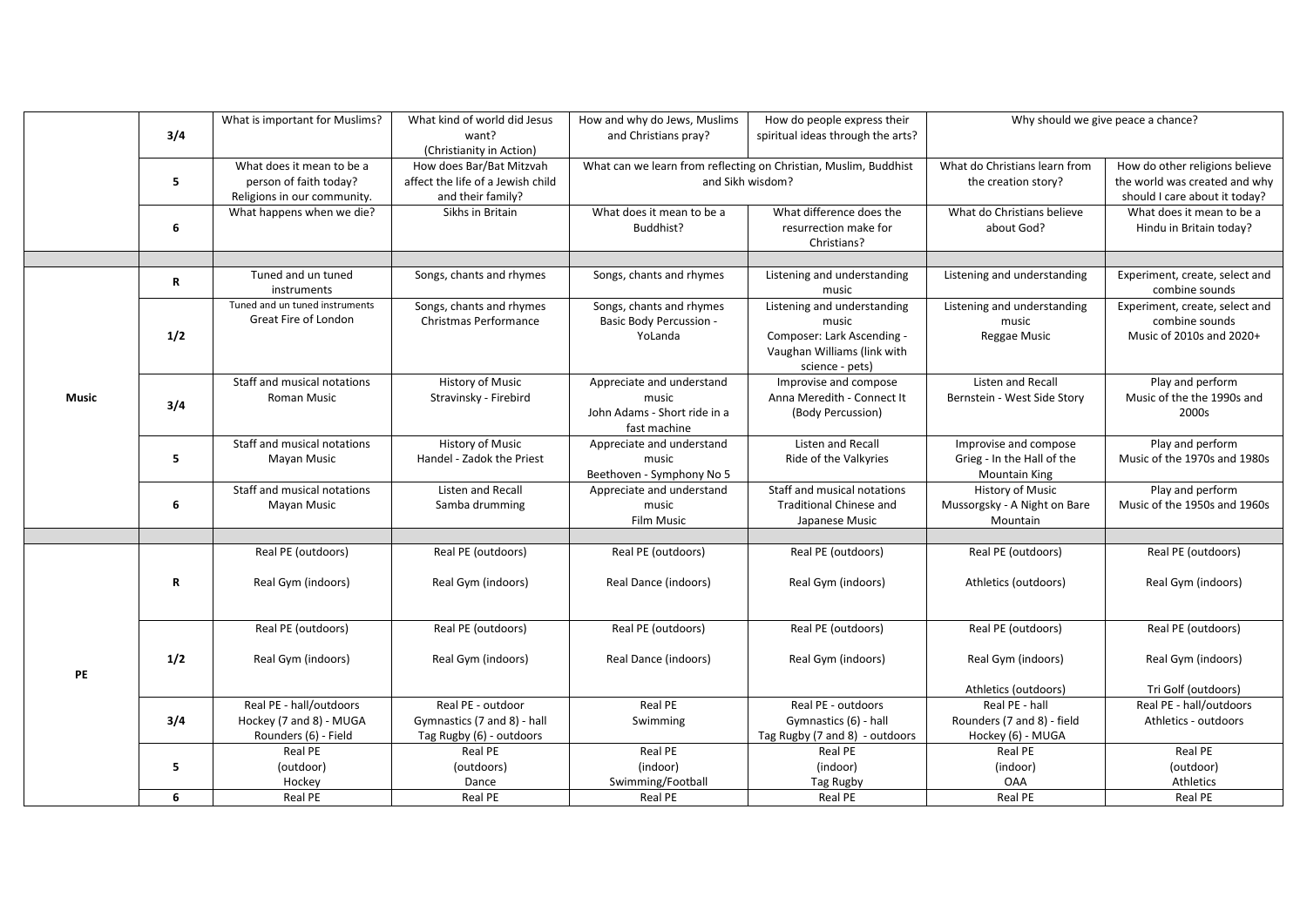| | | | | | | | |
|---|---|---|---|---|---|---|---|
| | 3/4 | What is important for Muslims? | What kind of world did Jesus want? (Christianity in Action) | How and why do Jews, Muslims and Christians pray? | How do people express their spiritual ideas through the arts? | Why should we give peace a chance? | |
| | 5 | What does it mean to be a person of faith today? Religions in our community. | How does Bar/Bat Mitzvah affect the life of a Jewish child and their family? | What can we learn from reflecting on Christian, Muslim, Buddhist and Sikh wisdom? | | What do Christians learn from the creation story? | How do other religions believe the world was created and why should I care about it today? |
| | 6 | What happens when we die? | Sikhs in Britain | What does it mean to be a Buddhist? | What difference does the resurrection make for Christians? | What do Christians believe about God? | What does it mean to be a Hindu in Britain today? |
| | | | | | | | |
| Music | R | Tuned and un tuned instruments | Songs, chants and rhymes | Songs, chants and rhymes | Listening and understanding music | Listening and understanding | Experiment, create, select and combine sounds |
| | 1/2 | Tuned and un tuned instruments Great Fire of London | Songs, chants and rhymes Christmas Performance | Songs, chants and rhymes Basic Body Percussion - YoLanda | Listening and understanding music Composer: Lark Ascending - Vaughan Williams (link with science - pets) | Listening and understanding music Reggae Music | Experiment, create, select and combine sounds Music of 2010s and 2020+ |
| | 3/4 | Staff and musical notations Roman Music | History of Music Stravinsky - Firebird | Appreciate and understand music John Adams - Short ride in a fast machine | Improvise and compose Anna Meredith - Connect It (Body Percussion) | Listen and Recall Bernstein - West Side Story | Play and perform Music of the the 1990s and 2000s |
| | 5 | Staff and musical notations Mayan Music | History of Music Handel - Zadok the Priest | Appreciate and understand music Beethoven - Symphony No 5 | Listen and Recall Ride of the Valkyries | Improvise and compose Grieg - In the Hall of the Mountain King | Play and perform Music of the 1970s and 1980s |
| | 6 | Staff and musical notations Mayan Music | Listen and Recall Samba drumming | Appreciate and understand music Film Music | Staff and musical notations Traditional Chinese and Japanese Music | History of Music Mussorgsky - A Night on Bare Mountain | Play and perform Music of the 1950s and 1960s |
| | | | | | | | |
| PE | R | Real PE (outdoors) Real Gym (indoors) | Real PE (outdoors) Real Gym (indoors) | Real PE (outdoors) Real Dance (indoors) | Real PE (outdoors) Real Gym (indoors) | Real PE (outdoors) Athletics (outdoors) | Real PE (outdoors) Real Gym (indoors) |
| | 1/2 | Real PE (outdoors) Real Gym (indoors) | Real PE (outdoors) Real Gym (indoors) | Real PE (outdoors) Real Dance (indoors) | Real PE (outdoors) Real Gym (indoors) | Real PE (outdoors) Real Gym (indoors) Athletics (outdoors) | Real PE (outdoors) Real Gym (indoors) Tri Golf (outdoors) |
| | 3/4 | Real PE - hall/outdoors Hockey (7 and 8) - MUGA Rounders (6) - Field | Real PE - outdoor Gymnastics (7 and 8) - hall Tag Rugby (6) - outdoors | Real PE Swimming | Real PE - outdoors Gymnastics (6) - hall Tag Rugby (7 and 8) - outdoors | Real PE - hall Rounders (7 and 8) - field Hockey (6) - MUGA | Real PE - hall/outdoors Athletics - outdoors |
| | 5 | Real PE (outdoor) Hockey | Real PE (outdoors) Dance | Real PE (indoor) Swimming/Football | Real PE (indoor) Tag Rugby | Real PE (indoor) OAA | Real PE (outdoor) Athletics |
| | 6 | Real PE | Real PE | Real PE | Real PE | Real PE | Real PE |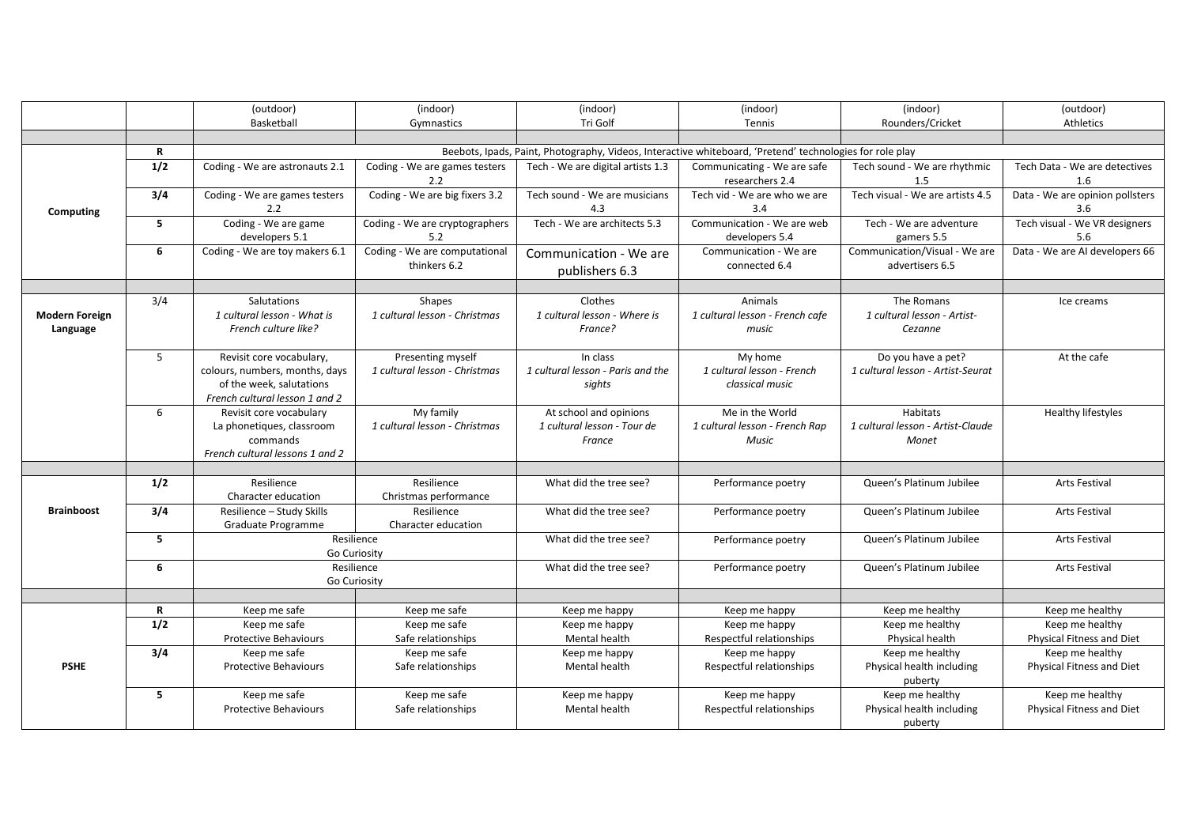| | | (outdoor) Basketball | (indoor) Gymnastics | (indoor) Tri Golf | (indoor) Tennis | (indoor) Rounders/Cricket | (outdoor) Athletics |
|---|---|---|---|---|---|---|---|
| | | | | | | | |
| **Computing** | **R** | Beebots, Ipads, Paint, Photography, Videos, Interactive whiteboard, 'Pretend' technologies for role play | | | | | |
| | **1/2** | Coding - We are astronauts 2.1 | Coding - We are games testers 2.2 | Tech - We are digital artists 1.3 | Communicating - We are safe researchers 2.4 | Tech sound - We are rhythmic 1.5 | Tech Data - We are detectives 1.6 |
| | **3/4** | Coding - We are games testers 2.2 | Coding - We are big fixers 3.2 | Tech sound - We are musicians 4.3 | Tech vid - We are who we are 3.4 | Tech visual - We are artists 4.5 | Data - We are opinion pollsters 3.6 |
| | **5** | Coding - We are game developers 5.1 | Coding - We are cryptographers 5.2 | Tech - We are architects 5.3 | Communication - We are web developers 5.4 | Tech - We are adventure gamers 5.5 | Tech visual - We VR designers 5.6 |
| | **6** | Coding - We are toy makers 6.1 | Coding - We are computational thinkers 6.2 | Communication - We are publishers 6.3 | Communication - We are connected 6.4 | Communication/Visual - We are advertisers 6.5 | Data - We are AI developers 66 |
| | | | | | | | |
| **Modern Foreign Language** | 3/4 | Salutations *1 cultural lesson - What is French culture like?* | Shapes *1 cultural lesson - Christmas* | Clothes *1 cultural lesson - Where is France?* | Animals *1 cultural lesson - French cafe music* | The Romans *1 cultural lesson - Artist-Cezanne* | Ice creams |
| | 5 | Revisit core vocabulary, colours, numbers, months, days of the week, salutations *French cultural lesson 1 and 2* | Presenting myself *1 cultural lesson - Christmas* | In class *1 cultural lesson - Paris and the sights* | My home *1 cultural lesson - French classical music* | Do you have a pet? *1 cultural lesson - Artist-Seurat* | At the cafe |
| | 6 | Revisit core vocabulary La phonetiques, classroom commands *French cultural lessons 1 and 2* | My family *1 cultural lesson - Christmas* | At school and opinions *1 cultural lesson - Tour de France* | Me in the World *1 cultural lesson - French Rap Music* | Habitats *1 cultural lesson - Artist-Claude Monet* | Healthy lifestyles |
| | | | | | | | |
| **Brainboost** | **1/2** | Resilience Character education | Resilience Christmas performance | What did the tree see? | Performance poetry | Queen's Platinum Jubilee | Arts Festival |
| | **3/4** | Resilience – Study Skills Graduate Programme | Resilience Character education | What did the tree see? | Performance poetry | Queen's Platinum Jubilee | Arts Festival |
| | **5** | Resilience Go Curiosity | | What did the tree see? | Performance poetry | Queen's Platinum Jubilee | Arts Festival |
| | **6** | Resilience Go Curiosity | | What did the tree see? | Performance poetry | Queen's Platinum Jubilee | Arts Festival |
| | | | | | | | |
| **PSHE** | **R** | Keep me safe | Keep me safe | Keep me happy | Keep me happy | Keep me healthy | Keep me healthy |
| | **1/2** | Keep me safe Protective Behaviours | Keep me safe Safe relationships | Keep me happy Mental health | Keep me happy Respectful relationships | Keep me healthy Physical health | Keep me healthy Physical Fitness and Diet |
| | **3/4** | Keep me safe Protective Behaviours | Keep me safe Safe relationships | Keep me happy Mental health | Keep me happy Respectful relationships | Keep me healthy Physical health including puberty | Keep me healthy Physical Fitness and Diet |
| | **5** | Keep me safe Protective Behaviours | Keep me safe Safe relationships | Keep me happy Mental health | Keep me happy Respectful relationships | Keep me healthy Physical health including puberty | Keep me healthy Physical Fitness and Diet |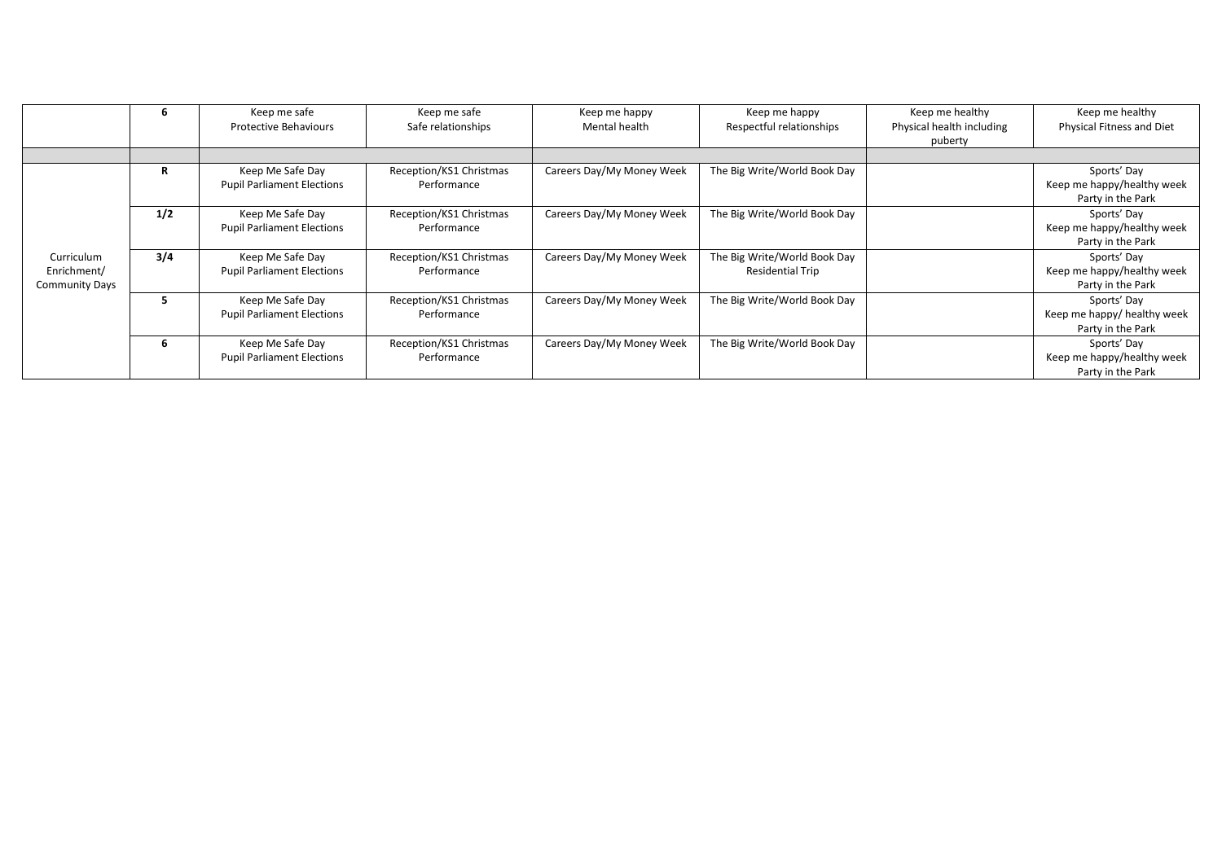| | | | | | | | |
|---|---|---|---|---|---|---|---|
| | 6 | Keep me safe<br>Protective Behaviours | Keep me safe<br>Safe relationships | Keep me happy<br>Mental health | Keep me happy<br>Respectful relationships | Keep me healthy<br>Physical health including puberty | Keep me healthy<br>Physical Fitness and Diet |
| | | | | | | | |
| Curriculum Enrichment/ Community Days | R | Keep Me Safe Day<br>Pupil Parliament Elections | Reception/KS1 Christmas Performance | Careers Day/My Money Week | The Big Write/World Book Day | | Sports' Day<br>Keep me happy/healthy week<br>Party in the Park |
| | 1/2 | Keep Me Safe Day<br>Pupil Parliament Elections | Reception/KS1 Christmas Performance | Careers Day/My Money Week | The Big Write/World Book Day | | Sports' Day<br>Keep me happy/healthy week<br>Party in the Park |
| | 3/4 | Keep Me Safe Day<br>Pupil Parliament Elections | Reception/KS1 Christmas Performance | Careers Day/My Money Week | The Big Write/World Book Day<br>Residential Trip | | Sports' Day<br>Keep me happy/healthy week<br>Party in the Park |
| | 5 | Keep Me Safe Day<br>Pupil Parliament Elections | Reception/KS1 Christmas Performance | Careers Day/My Money Week | The Big Write/World Book Day | | Sports' Day<br>Keep me happy/ healthy week<br>Party in the Park |
| | 6 | Keep Me Safe Day<br>Pupil Parliament Elections | Reception/KS1 Christmas Performance | Careers Day/My Money Week | The Big Write/World Book Day | | Sports' Day<br>Keep me happy/healthy week<br>Party in the Park |